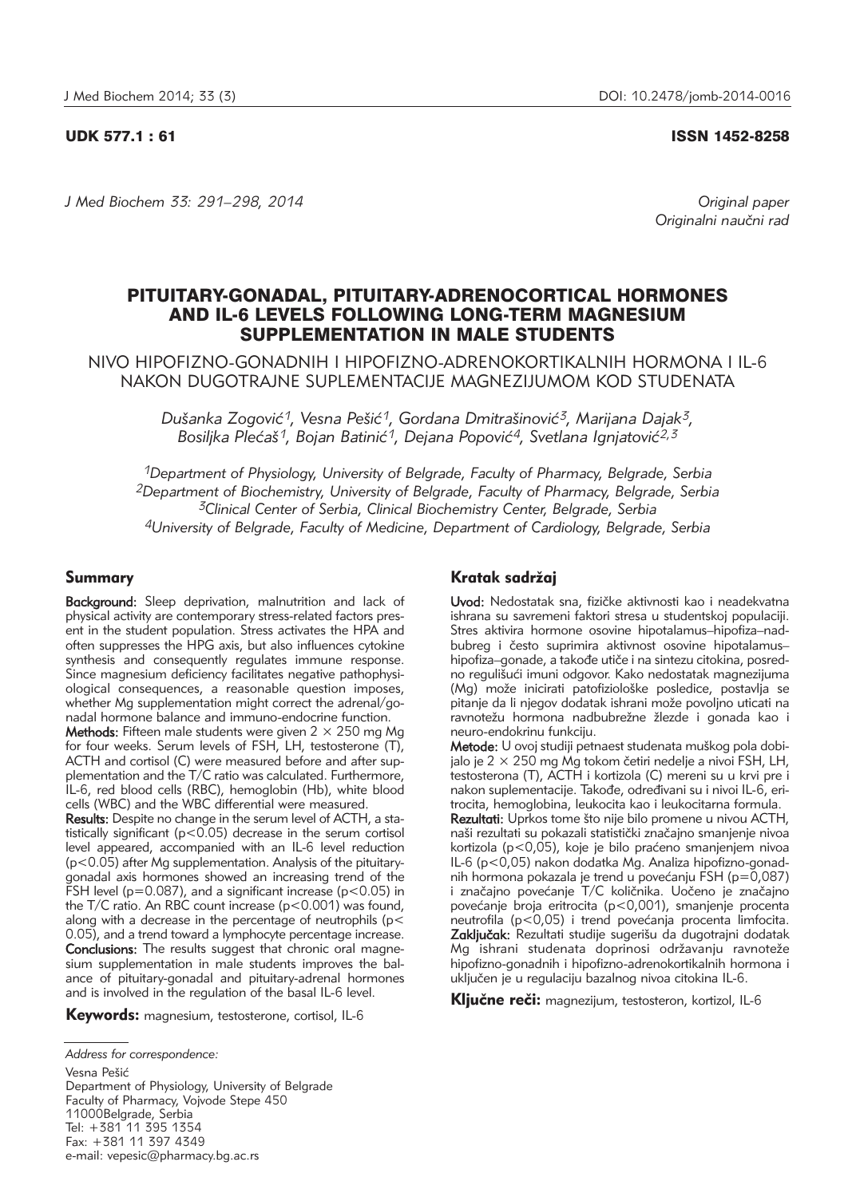UDK 577.1 : 61 ISSN 1452-8258

*J Med Biochem 33: 291–298, 2014*

*Original paper*
*Originalni naučni rad*

# PITUITARY-GONADAL, PITUITARY-ADRENOCORTICAL HORMONES AND IL-6 LEVELS FOLLOWING LONG-TERM MAGNESIUM SUPPLEMENTATION IN MALE STUDENTS

## NIVO HIPOFIZNO-GONADNIH I HIPOFIZNO-ADRENOKORTIKALNIH HORMONA I IL-6 NAKON DUGOTRAJNE SUPLEMENTACIJE MAGNEZIJUMOM KOD STUDENATA

*Dušanka Zogović[1], Vesna Pešić[1], Gordana Dmitrašinović[3], Marijana Dajak[3], Bosiljka Plećaš[1], Bojan Batinić[1], Dejana Popović[4], Svetlana Ignjatović[2,3]*

*[1]Department of Physiology, University of Belgrade, Faculty of Pharmacy, Belgrade, Serbia*
*[2]Department of Biochemistry, University of Belgrade, Faculty of Pharmacy, Belgrade, Serbia*
*[3]Clinical Center of Serbia, Clinical Biochemistry Center, Belgrade, Serbia*
*[4]University of Belgrade, Faculty of Medicine, Department of Cardiology, Belgrade, Serbia*

### Summary

**Background:** Sleep deprivation, malnutrition and lack of physical activity are contemporary stress-related factors present in the student population. Stress activates the HPA and often suppresses the HPG axis, but also influences cytokine synthesis and consequently regulates immune response. Since magnesium deficiency facilitates negative pathophysiological consequences, a reasonable question imposes, whether Mg supplementation might correct the adrenal/gonadal hormone balance and immuno-endocrine function.

**Methods:** Fifteen male students were given $2 \times 250$ mg Mg for four weeks. Serum levels of FSH, LH, testosterone (T), ACTH and cortisol (C) were measured before and after supplementation and the T/C ratio was calculated. Furthermore, IL-6, red blood cells (RBC), hemoglobin (Hb), white blood cells (WBC) and the WBC differential were measured.

**Results:** Despite no change in the serum level of ACTH, a statistically significant ($p<0.05$) decrease in the serum cortisol level appeared, accompanied with an IL-6 level reduction ($p<0.05$) after Mg supplementation. Analysis of the pituitary-gonadal axis hormones showed an increasing trend of the FSH level ($p=0.087$), and a significant increase ($p<0.05$) in the T/C ratio. An RBC count increase ($p<0.001$) was found, along with a decrease in the percentage of neutrophils ($p<0.05$), and a trend toward a lymphocyte percentage increase.

**Conclusions:** The results suggest that chronic oral magnesium supplementation in male students improves the balance of pituitary-gonadal and pituitary-adrenal hormones and is involved in the regulation of the basal IL-6 level.

**Keywords:** magnesium, testosterone, cortisol, IL-6

### Kratak sadržaj

**Uvod:** Nedostatak sna, fizičke aktivnosti kao i neadekvatna ishrana su savremeni faktori stresa u studentskoj populaciji. Stres aktivira hormone osovine hipotalamus–hipofiza–nadbubreg i često suprimira aktivnost osovine hipotalamus–hipofiza–gonade, a takođe utiče i na sintezu citokina, posredno regulišući imuni odgovor. Kako nedostatak magnezijuma (Mg) može inicirati patofiziološke posledice, postavlja se pitanje da li njegov dodatak ishrani može povoljno uticati na ravnotežu hormona nadbubrežne žlezde i gonada kao i neuro-endokrinu funkciju.

**Metode:** U ovoj studiji petnaest studenata muškog pola dobijalo je $2 \times 250$ mg Mg tokom četiri nedelje a nivoi FSH, LH, testosterona (T), ACTH i kortizola (C) mereni su u krvi pre i nakon suplementacije. Takođe, određivani su i nivoi IL-6, eritrocita, hemoglobina, leukocita kao i leukocitarna formula.

**Rezultati:** Uprkos tome što nije bilo promene u nivou ACTH, naši rezultati su pokazali statistički značajno smanjenje nivoa kortizola ($p<0,05$), koje je bilo praćeno smanjenjem nivoa IL-6 ($p<0,05$) nakon dodatka Mg. Analiza hipofizno-gonadnih hormona pokazala je trend u povećanju FSH ($p=0,087$) i značajno povećanje T/C količnika. Uočeno je značajno povećanje broja eritrocita ($p<0,001$), smanjenje procenta neutrofila ($p<0,05$) i trend povećanja procenta limfocita.

**Zaključak:** Rezultati studije sugerišu da dugotrajni dodatak Mg ishrani studenata doprinosi održavanju ravnoteže hipofizno-gonadnih i hipofizno-adrenokortikalnih hormona i uključen je u regulaciju bazalnog nivoa citokina IL-6.

**Ključne reči:** magnezijum, testosteron, kortizol, IL-6

*Address for correspondence:*
Vesna Pešić
Department of Physiology, University of Belgrade
Faculty of Pharmacy, Vojvode Stepe 450
11000Belgrade, Serbia
Tel: +381 11 395 1354
Fax: +381 11 397 4349
e-mail: vepesic@pharmacy.bg.ac.rs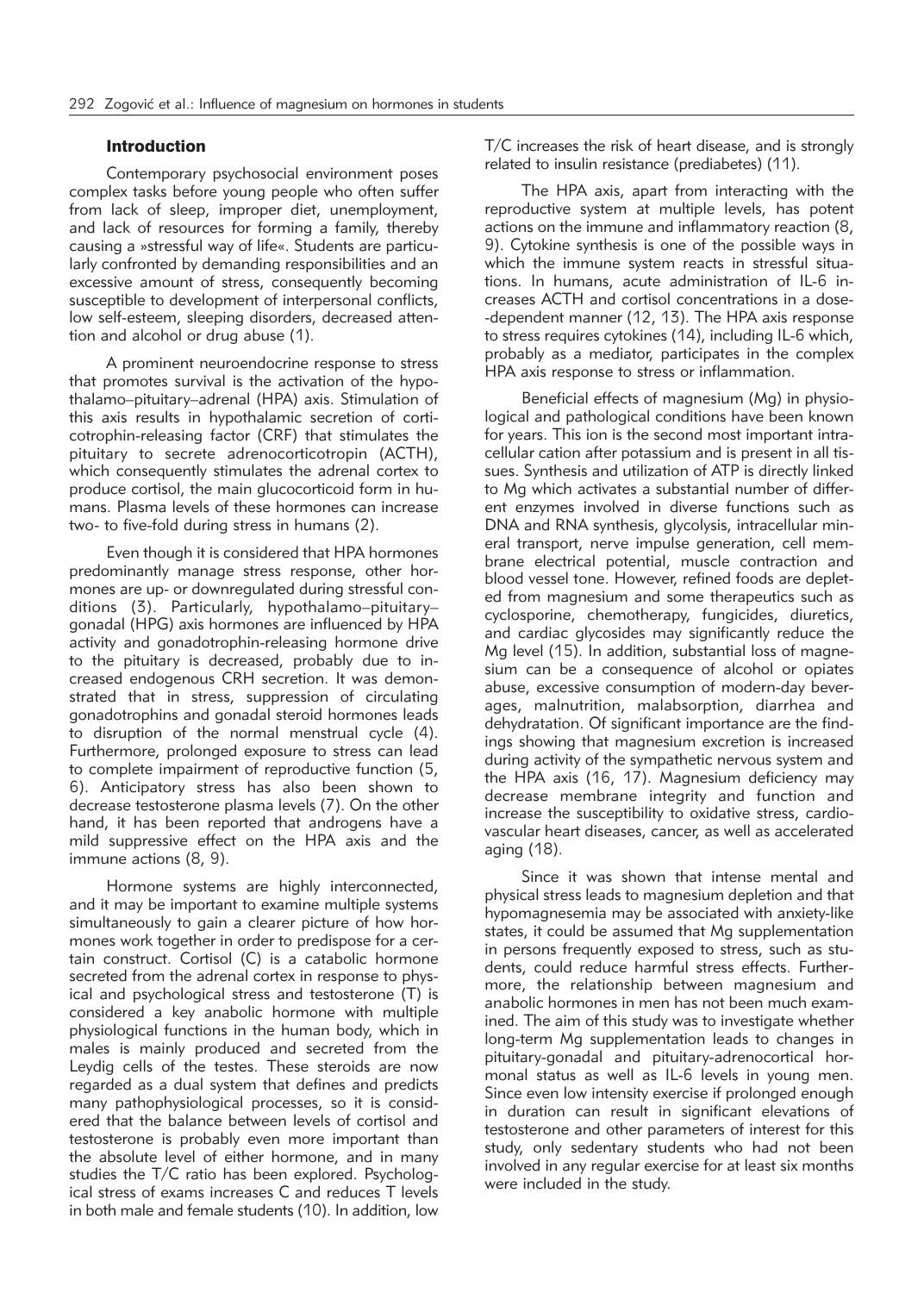## Introduction

Contemporary psychosocial environment poses complex tasks before young people who often suffer from lack of sleep, improper diet, unemployment, and lack of resources for forming a family, thereby causing a »stressful way of life«. Students are particularly confronted by demanding responsibilities and an excessive amount of stress, consequently becoming susceptible to development of interpersonal conflicts, low self-esteem, sleeping disorders, decreased attention and alcohol or drug abuse (1).

A prominent neuroendocrine response to stress that promotes survival is the activation of the hypothalamo–pituitary–adrenal (HPA) axis. Stimulation of this axis results in hypothalamic secretion of corticotrophin-releasing factor (CRF) that stimulates the pituitary to secrete adrenocorticotropin (ACTH), which consequently stimulates the adrenal cortex to produce cortisol, the main glucocorticoid form in humans. Plasma levels of these hormones can increase two- to five-fold during stress in humans (2).

Even though it is considered that HPA hormones predominantly manage stress response, other hormones are up- or downregulated during stressful conditions (3). Particularly, hypothalamo–pituitary–gonadal (HPG) axis hormones are influenced by HPA activity and gonadotrophin-releasing hormone drive to the pituitary is decreased, probably due to increased endogenous CRH secretion. It was demonstrated that in stress, suppression of circulating gonadotrophins and gonadal steroid hormones leads to disruption of the normal menstrual cycle (4). Furthermore, prolonged exposure to stress can lead to complete impairment of reproductive function (5, 6). Anticipatory stress has also been shown to decrease testosterone plasma levels (7). On the other hand, it has been reported that androgens have a mild suppressive effect on the HPA axis and the immune actions (8, 9).

Hormone systems are highly interconnected, and it may be important to examine multiple systems simultaneously to gain a clearer picture of how hormones work together in order to predispose for a certain construct. Cortisol (C) is a catabolic hormone secreted from the adrenal cortex in response to physical and psychological stress and testosterone (T) is considered a key anabolic hormone with multiple physiological functions in the human body, which in males is mainly produced and secreted from the Leydig cells of the testes. These steroids are now regarded as a dual system that defines and predicts many pathophysiological processes, so it is considered that the balance between levels of cortisol and testosterone is probably even more important than the absolute level of either hormone, and in many studies the T/C ratio has been explored. Psychological stress of exams increases C and reduces T levels in both male and female students (10). In addition, low T/C increases the risk of heart disease, and is strongly related to insulin resistance (prediabetes) (11).

The HPA axis, apart from interacting with the reproductive system at multiple levels, has potent actions on the immune and inflammatory reaction (8, 9). Cytokine synthesis is one of the possible ways in which the immune system reacts in stressful situations. In humans, acute administration of IL-6 increases ACTH and cortisol concentrations in a dose-dependent manner (12, 13). The HPA axis response to stress requires cytokines (14), including IL-6 which, probably as a mediator, participates in the complex HPA axis response to stress or inflammation.

Beneficial effects of magnesium (Mg) in physiological and pathological conditions have been known for years. This ion is the second most important intracellular cation after potassium and is present in all tissues. Synthesis and utilization of ATP is directly linked to Mg which activates a substantial number of different enzymes involved in diverse functions such as DNA and RNA synthesis, glycolysis, intracellular mineral transport, nerve impulse generation, cell membrane electrical potential, muscle contraction and blood vessel tone. However, refined foods are depleted from magnesium and some therapeutics such as cyclosporine, chemotherapy, fungicides, diuretics, and cardiac glycosides may significantly reduce the Mg level (15). In addition, substantial loss of magnesium can be a consequence of alcohol or opiates abuse, excessive consumption of modern-day beverages, malnutrition, malabsorption, diarrhea and dehydratation. Of significant importance are the findings showing that magnesium excretion is increased during activity of the sympathetic nervous system and the HPA axis (16, 17). Magnesium deficiency may decrease membrane integrity and function and increase the susceptibility to oxidative stress, cardiovascular heart diseases, cancer, as well as accelerated aging (18).

Since it was shown that intense mental and physical stress leads to magnesium depletion and that hypomagnesemia may be associated with anxiety-like states, it could be assumed that Mg supplementation in persons frequently exposed to stress, such as students, could reduce harmful stress effects. Furthermore, the relationship between magnesium and anabolic hormones in men has not been much examined. The aim of this study was to investigate whether long-term Mg supplementation leads to changes in pituitary-gonadal and pituitary-adrenocortical hormonal status as well as IL-6 levels in young men. Since even low intensity exercise if prolonged enough in duration can result in significant elevations of testosterone and other parameters of interest for this study, only sedentary students who had not been involved in any regular exercise for at least six months were included in the study.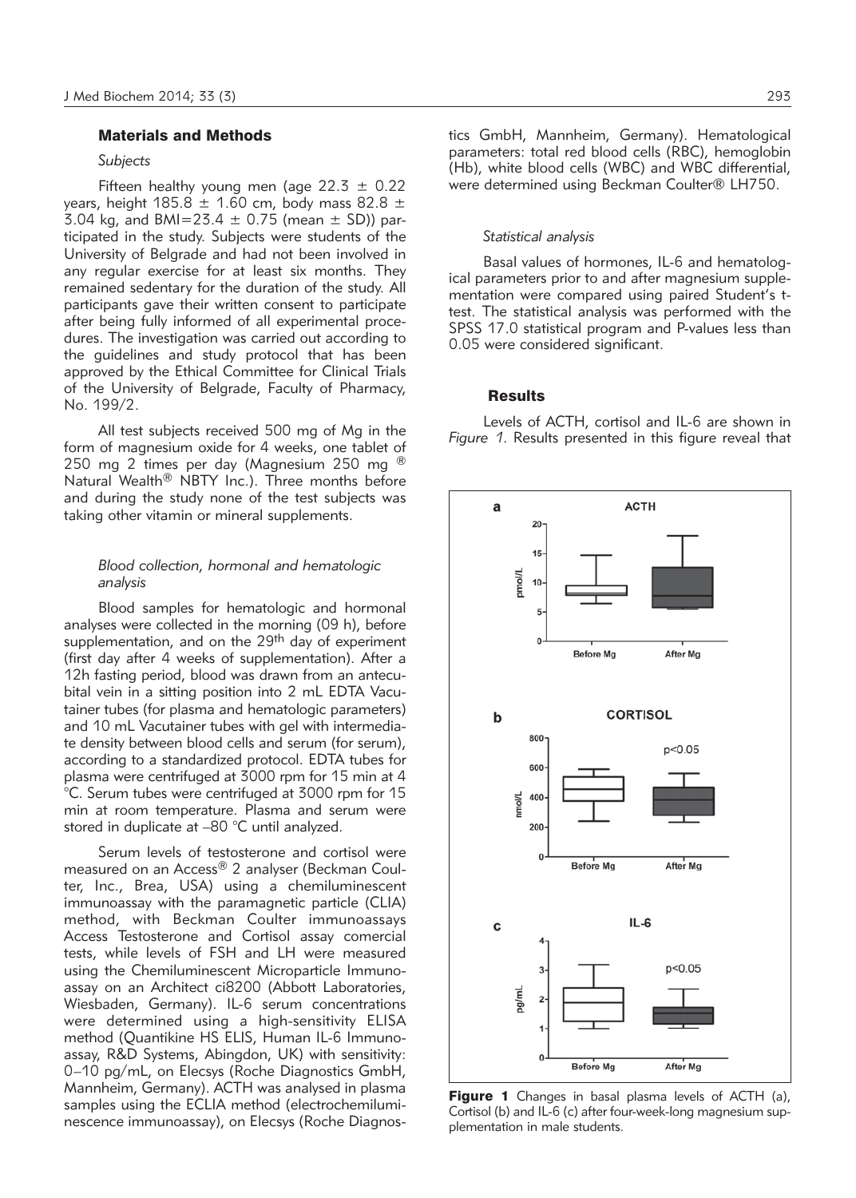## Materials and Methods

### *Subjects*

Fifteen healthy young men (age 22.3 ± 0.22 years, height 185.8 ± 1.60 cm, body mass 82.8 ± 3.04 kg, and BMI=23.4 ± 0.75 (mean ± SD)) participated in the study. Subjects were students of the University of Belgrade and had not been involved in any regular exercise for at least six months. They remained sedentary for the duration of the study. All participants gave their written consent to participate after being fully informed of all experimental procedures. The investigation was carried out according to the guidelines and study protocol that has been approved by the Ethical Committee for Clinical Trials of the University of Belgrade, Faculty of Pharmacy, No. 199/2.

All test subjects received 500 mg of Mg in the form of magnesium oxide for 4 weeks, one tablet of 250 mg 2 times per day (Magnesium 250 mg ® Natural Wealth® NBTY Inc.). Three months before and during the study none of the test subjects was taking other vitamin or mineral supplements.

### *Blood collection, hormonal and hematologic analysis*

Blood samples for hematologic and hormonal analyses were collected in the morning (09 h), before supplementation, and on the 29th day of experiment (first day after 4 weeks of supplementation). After a 12h fasting period, blood was drawn from an antecubital vein in a sitting position into 2 mL EDTA Vacutainer tubes (for plasma and hematologic parameters) and 10 mL Vacutainer tubes with gel with intermediate density between blood cells and serum (for serum), according to a standardized protocol. EDTA tubes for plasma were centrifuged at 3000 rpm for 15 min at 4 °C. Serum tubes were centrifuged at 3000 rpm for 15 min at room temperature. Plasma and serum were stored in duplicate at –80 °C until analyzed.

Serum levels of testosterone and cortisol were measured on an Access® 2 analyser (Beckman Coulter, Inc., Brea, USA) using a chemiluminescent immunoassay with the paramagnetic particle (CLIA) method, with Beckman Coulter immunoassays Access Testosterone and Cortisol assay comercial tests, while levels of FSH and LH were measured using the Chemiluminescent Microparticle Immunoassay on an Architect ci8200 (Abbott Laboratories, Wiesbaden, Germany). IL-6 serum concentrations were determined using a high-sensitivity ELISA method (Quantikine HS ELIS, Human IL-6 Immunoassay, R&D Systems, Abingdon, UK) with sensitivity: 0–10 pg/mL, on Elecsys (Roche Diagnostics GmbH, Mannheim, Germany). ACTH was analysed in plasma samples using the ECLIA method (electrochemiluminescence immunoassay), on Elecsys (Roche Diagnostics GmbH, Mannheim, Germany). Hematological parameters: total red blood cells (RBC), hemoglobin (Hb), white blood cells (WBC) and WBC differential, were determined using Beckman Coulter® LH750.

### *Statistical analysis*

Basal values of hormones, IL-6 and hematological parameters prior to and after magnesium supplementation were compared using paired Student's t-test. The statistical analysis was performed with the SPSS 17.0 statistical program and P-values less than 0.05 were considered significant.

## Results

Levels of ACTH, cortisol and IL-6 are shown in *Figure 1*. Results presented in this figure reveal that

**Figure 1** Changes in basal plasma levels of ACTH (a), Cortisol (b) and IL-6 (c) after four-week-long magnesium supplementation in male students.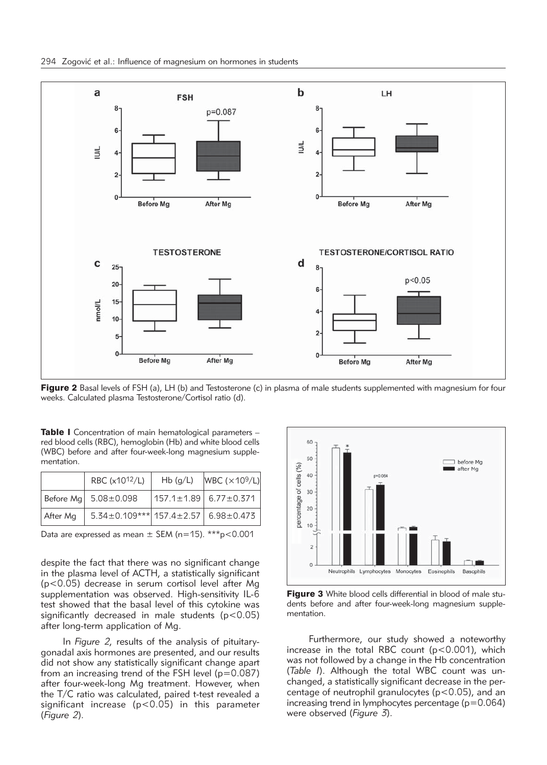**Figure 2** Basal levels of FSH (a), LH (b) and Testosterone (c) in plasma of male students supplemented with magnesium for four weeks. Calculated plasma Testosterone/Cortisol ratio (d).

**Table I** Concentration of main hematological parameters – red blood cells (RBC), hemoglobin (Hb) and white blood cells (WBC) before and after four-week-long magnesium supplementation.

| | RBC ($\times 10^{12}$/L) | Hb (g/L) | WBC ($\times 10^{9}$/L) |
|---|---|---|---|
| Before Mg | 5.08±0.098 | 157.1±1.89 | 6.77±0.371 |
| After Mg | 5.34±0.109*** | 157.4±2.57 | 6.98±0.473 |

Data are expressed as mean ± SEM (n=15). ***$p<0.001$

despite the fact that there was no significant change in the plasma level of ACTH, a statistically significant ($p<0.05$) decrease in serum cortisol level after Mg supplementation was observed. High-sensitivity IL-6 test showed that the basal level of this cytokine was significantly decreased in male students ($p<0.05$) after long-term application of Mg.

In *Figure 2*, results of the analysis of pituitary-gonadal axis hormones are presented, and our results did not show any statistically significant change apart from an increasing trend of the FSH level ($p=0.087$) after four-week-long Mg treatment. However, when the T/C ratio was calculated, paired t-test revealed a significant increase ($p<0.05$) in this parameter (*Figure 2*).

**Figure 3** White blood cells differential in blood of male students before and after four-week-long magnesium supplementation.

Furthermore, our study showed a noteworthy increase in the total RBC count ($p<0.001$), which was not followed by a change in the Hb concentration (*Table I*). Although the total WBC count was unchanged, a statistically significant decrease in the percentage of neutrophil granulocytes ($p<0.05$), and an increasing trend in lymphocytes percentage ($p=0.064$) were observed (*Figure 3*).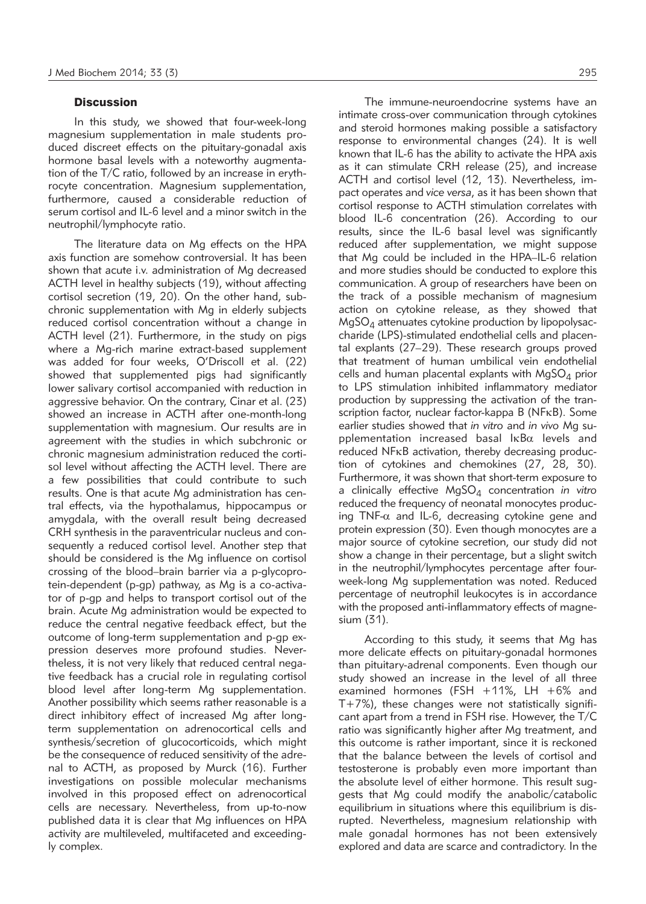## Discussion

In this study, we showed that four-week-long magnesium supplementation in male students produced discreet effects on the pituitary-gonadal axis hormone basal levels with a noteworthy augmentation of the T/C ratio, followed by an increase in erythrocyte concentration. Magnesium supplementation, furthermore, caused a considerable reduction of serum cortisol and IL-6 level and a minor switch in the neutrophil/lymphocyte ratio.

The literature data on Mg effects on the HPA axis function are somehow controversial. It has been shown that acute i.v. administration of Mg decreased ACTH level in healthy subjects (19), without affecting cortisol secretion (19, 20). On the other hand, subchronic supplementation with Mg in elderly subjects reduced cortisol concentration without a change in ACTH level (21). Furthermore, in the study on pigs where a Mg-rich marine extract-based supplement was added for four weeks, O'Driscoll et al. (22) showed that supplemented pigs had significantly lower salivary cortisol accompanied with reduction in aggressive behavior. On the contrary, Cinar et al. (23) showed an increase in ACTH after one-month-long supplementation with magnesium. Our results are in agreement with the studies in which subchronic or chronic magnesium administration reduced the cortisol level without affecting the ACTH level. There are a few possibilities that could contribute to such results. One is that acute Mg administration has central effects, via the hypothalamus, hippocampus or amygdala, with the overall result being decreased CRH synthesis in the paraventricular nucleus and consequently a reduced cortisol level. Another step that should be considered is the Mg influence on cortisol crossing of the blood–brain barrier via a p-glycoprotein-dependent (p-gp) pathway, as Mg is a co-activator of p-gp and helps to transport cortisol out of the brain. Acute Mg administration would be expected to reduce the central negative feedback effect, but the outcome of long-term supplementation and p-gp expression deserves more profound studies. Nevertheless, it is not very likely that reduced central negative feedback has a crucial role in regulating cortisol blood level after long-term Mg supplementation. Another possibility which seems rather reasonable is a direct inhibitory effect of increased Mg after long-term supplementation on adrenocortical cells and synthesis/secretion of glucocorticoids, which might be the consequence of reduced sensitivity of the adrenal to ACTH, as proposed by Murck (16). Further investigations on possible molecular mechanisms involved in this proposed effect on adrenocortical cells are necessary. Nevertheless, from up-to-now published data it is clear that Mg influences on HPA activity are multileveled, multifaceted and exceedingly complex.

The immune-neuroendocrine systems have an intimate cross-over communication through cytokines and steroid hormones making possible a satisfactory response to environmental changes (24). It is well known that IL-6 has the ability to activate the HPA axis as it can stimulate CRH release (25), and increase ACTH and cortisol level (12, 13). Nevertheless, impact operates and *vice versa*, as it has been shown that cortisol response to ACTH stimulation correlates with blood IL-6 concentration (26). According to our results, since the IL-6 basal level was significantly reduced after supplementation, we might suppose that Mg could be included in the HPA–IL-6 relation and more studies should be conducted to explore this communication. A group of researchers have been on the track of a possible mechanism of magnesium action on cytokine release, as they showed that $MgSO_4$ attenuates cytokine production by lipopolysaccharide (LPS)-stimulated endothelial cells and placental explants (27–29). These research groups proved that treatment of human umbilical vein endothelial cells and human placental explants with $MgSO_4$ prior to LPS stimulation inhibited inflammatory mediator production by suppressing the activation of the transcription factor, nuclear factor-kappa B (NFκB). Some earlier studies showed that *in vitro* and *in vivo* Mg supplementation increased basal IκBα levels and reduced NFκB activation, thereby decreasing production of cytokines and chemokines (27, 28, 30). Furthermore, it was shown that short-term exposure to a clinically effective $MgSO_4$ concentration *in vitro* reduced the frequency of neonatal monocytes producing TNF-α and IL-6, decreasing cytokine gene and protein expression (30). Even though monocytes are a major source of cytokine secretion, our study did not show a change in their percentage, but a slight switch in the neutrophil/lymphocytes percentage after four-week-long Mg supplementation was noted. Reduced percentage of neutrophil leukocytes is in accordance with the proposed anti-inflammatory effects of magnesium (31).

According to this study, it seems that Mg has more delicate effects on pituitary-gonadal hormones than pituitary-adrenal components. Even though our study showed an increase in the level of all three examined hormones (FSH +11%, LH +6% and T+7%), these changes were not statistically significant apart from a trend in FSH rise. However, the T/C ratio was significantly higher after Mg treatment, and this outcome is rather important, since it is reckoned that the balance between the levels of cortisol and testosterone is probably even more important than the absolute level of either hormone. This result suggests that Mg could modify the anabolic/catabolic equilibrium in situations where this equilibrium is disrupted. Nevertheless, magnesium relationship with male gonadal hormones has not been extensively explored and data are scarce and contradictory. In the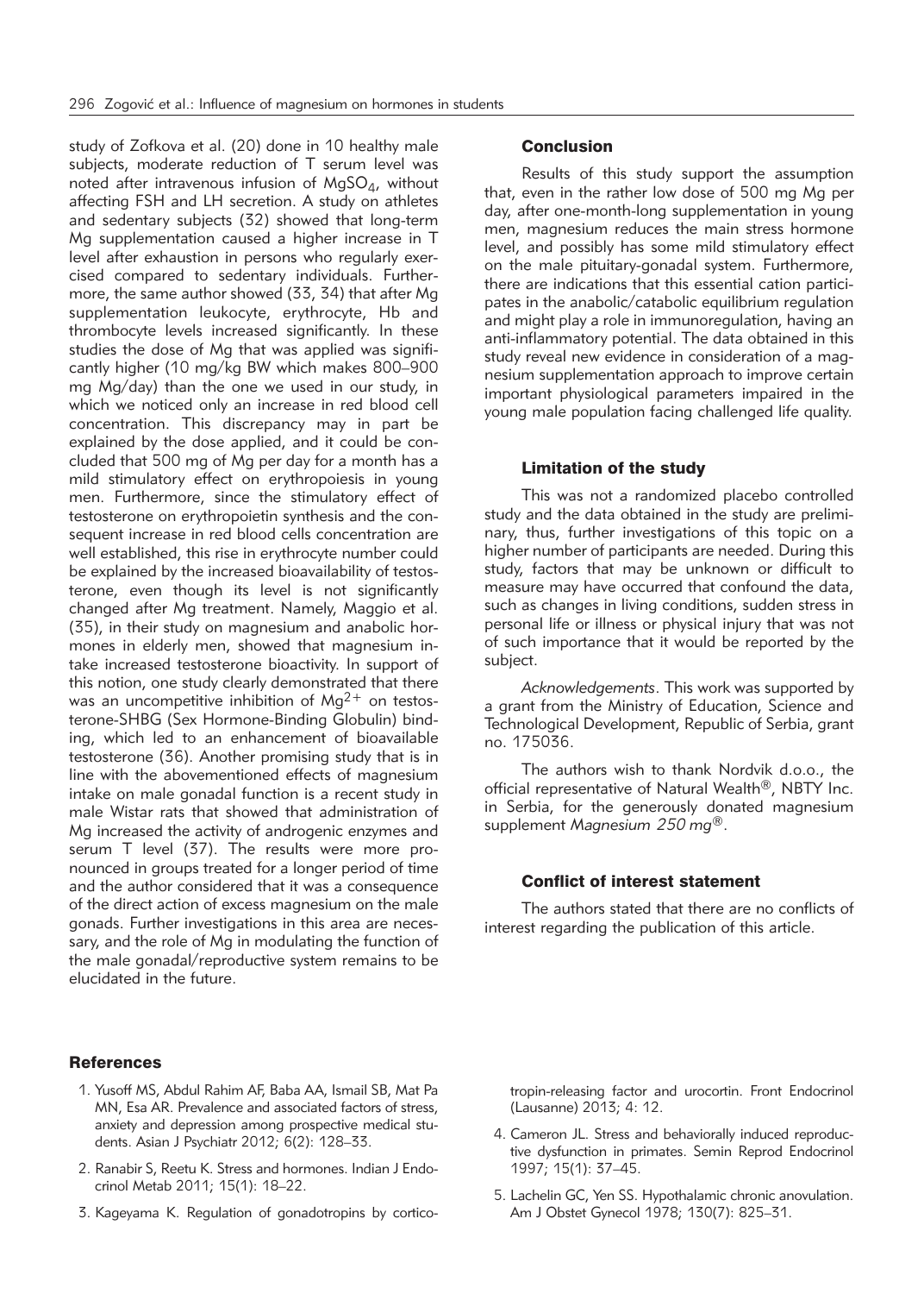study of Zofkova et al. (20) done in 10 healthy male subjects, moderate reduction of T serum level was noted after intravenous infusion of $MgSO_4$, without affecting FSH and LH secretion. A study on athletes and sedentary subjects (32) showed that long-term Mg supplementation caused a higher increase in T level after exhaustion in persons who regularly exercised compared to sedentary individuals. Furthermore, the same author showed (33, 34) that after Mg supplementation leukocyte, erythrocyte, Hb and thrombocyte levels increased significantly. In these studies the dose of Mg that was applied was significantly higher (10 mg/kg BW which makes 800–900 mg Mg/day) than the one we used in our study, in which we noticed only an increase in red blood cell concentration. This discrepancy may in part be explained by the dose applied, and it could be concluded that 500 mg of Mg per day for a month has a mild stimulatory effect on erythropoiesis in young men. Furthermore, since the stimulatory effect of testosterone on erythropoietin synthesis and the consequent increase in red blood cells concentration are well established, this rise in erythrocyte number could be explained by the increased bioavailability of testosterone, even though its level is not significantly changed after Mg treatment. Namely, Maggio et al. (35), in their study on magnesium and anabolic hormones in elderly men, showed that magnesium intake increased testosterone bioactivity. In support of this notion, one study clearly demonstrated that there was an uncompetitive inhibition of $Mg^{2+}$ on testosterone-SHBG (Sex Hormone-Binding Globulin) binding, which led to an enhancement of bioavailable testosterone (36). Another promising study that is in line with the abovementioned effects of magnesium intake on male gonadal function is a recent study in male Wistar rats that showed that administration of Mg increased the activity of androgenic enzymes and serum T level (37). The results were more pronounced in groups treated for a longer period of time and the author considered that it was a consequence of the direct action of excess magnesium on the male gonads. Further investigations in this area are necessary, and the role of Mg in modulating the function of the male gonadal/reproductive system remains to be elucidated in the future.

## Conclusion

Results of this study support the assumption that, even in the rather low dose of 500 mg Mg per day, after one-month-long supplementation in young men, magnesium reduces the main stress hormone level, and possibly has some mild stimulatory effect on the male pituitary-gonadal system. Furthermore, there are indications that this essential cation participates in the anabolic/catabolic equilibrium regulation and might play a role in immunoregulation, having an anti-inflammatory potential. The data obtained in this study reveal new evidence in consideration of a magnesium supplementation approach to improve certain important physiological parameters impaired in the young male population facing challenged life quality.

## Limitation of the study

This was not a randomized placebo controlled study and the data obtained in the study are preliminary, thus, further investigations of this topic on a higher number of participants are needed. During this study, factors that may be unknown or difficult to measure may have occurred that confound the data, such as changes in living conditions, sudden stress in personal life or illness or physical injury that was not of such importance that it would be reported by the subject.

*Acknowledgements*. This work was supported by a grant from the Ministry of Education, Science and Technological Development, Republic of Serbia, grant no. 175036.

The authors wish to thank Nordvik d.o.o., the official representative of Natural Wealth®, NBTY Inc. in Serbia, for the generously donated magnesium supplement *Magnesium 250 mg*®.

## Conflict of interest statement

The authors stated that there are no conflicts of interest regarding the publication of this article.

## References

1. Yusoff MS, Abdul Rahim AF, Baba AA, Ismail SB, Mat Pa MN, Esa AR. Prevalence and associated factors of stress, anxiety and depression among prospective medical students. Asian J Psychiatr 2012; 6(2): 128–33.
2. Ranabir S, Reetu K. Stress and hormones. Indian J Endocrinol Metab 2011; 15(1): 18–22.
3. Kageyama K. Regulation of gonadotropins by corticotropin-releasing factor and urocortin. Front Endocrinol (Lausanne) 2013; 4: 12.
4. Cameron JL. Stress and behaviorally induced reproductive dysfunction in primates. Semin Reprod Endocrinol 1997; 15(1): 37–45.
5. Lachelin GC, Yen SS. Hypothalamic chronic anovulation. Am J Obstet Gynecol 1978; 130(7): 825–31.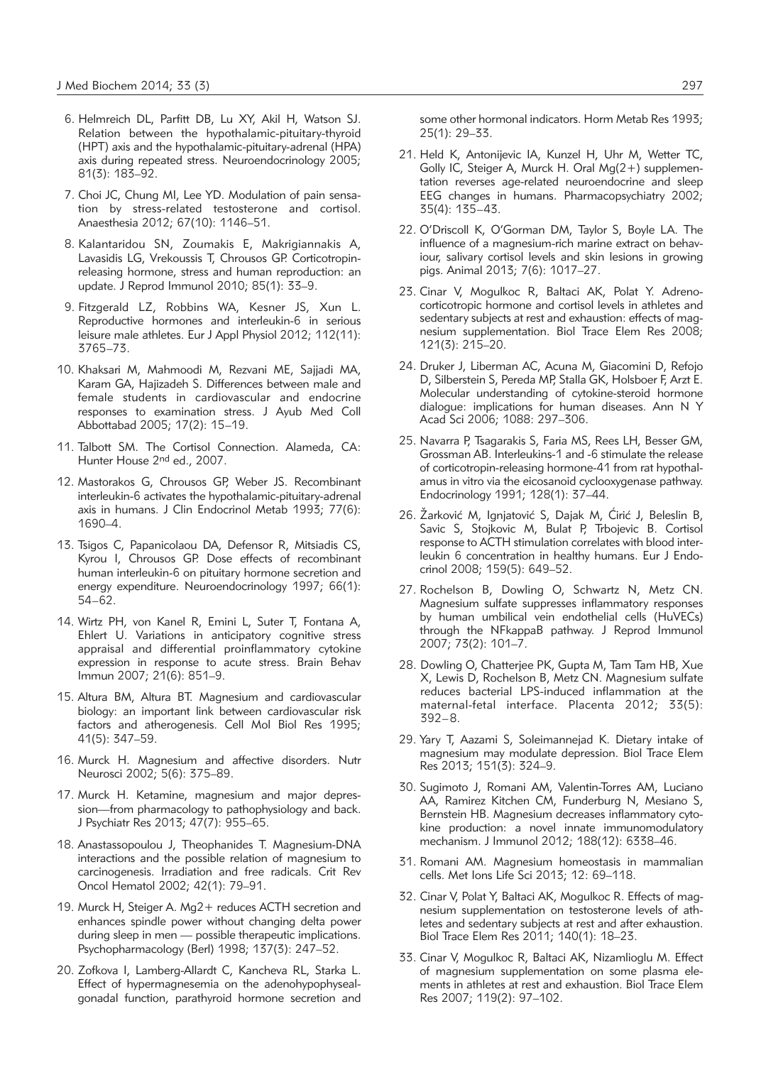6. Helmreich DL, Parfitt DB, Lu XY, Akil H, Watson SJ. Relation between the hypothalamic-pituitary-thyroid (HPT) axis and the hypothalamic-pituitary-adrenal (HPA) axis during repeated stress. Neuroendocrinology 2005; 81(3): 183–92.

7. Choi JC, Chung MI, Lee YD. Modulation of pain sensation by stress-related testosterone and cortisol. Anaesthesia 2012; 67(10): 1146–51.

8. Kalantaridou SN, Zoumakis E, Makrigiannakis A, Lavasidis LG, Vrekoussis T, Chrousos GP. Corticotropin-releasing hormone, stress and human reproduction: an update. J Reprod Immunol 2010; 85(1): 33–9.

9. Fitzgerald LZ, Robbins WA, Kesner JS, Xun L. Reproductive hormones and interleukin-6 in serious leisure male athletes. Eur J Appl Physiol 2012; 112(11): 3765–73.

10. Khaksari M, Mahmoodi M, Rezvani ME, Sajjadi MA, Karam GA, Hajizadeh S. Differences between male and female students in cardiovascular and endocrine responses to examination stress. J Ayub Med Coll Abbottabad 2005; 17(2): 15–19.

11. Talbott SM. The Cortisol Connection. Alameda, CA: Hunter House 2nd ed., 2007.

12. Mastorakos G, Chrousos GP, Weber JS. Recombinant interleukin-6 activates the hypothalamic-pituitary-adrenal axis in humans. J Clin Endocrinol Metab 1993; 77(6): 1690–4.

13. Tsigos C, Papanicolaou DA, Defensor R, Mitsiadis CS, Kyrou I, Chrousos GP. Dose effects of recombinant human interleukin-6 on pituitary hormone secretion and energy expenditure. Neuroendocrinology 1997; 66(1): 54–62.

14. Wirtz PH, von Kanel R, Emini L, Suter T, Fontana A, Ehlert U. Variations in anticipatory cognitive stress appraisal and differential proinflammatory cytokine expression in response to acute stress. Brain Behav Immun 2007; 21(6): 851–9.

15. Altura BM, Altura BT. Magnesium and cardiovascular biology: an important link between cardiovascular risk factors and atherogenesis. Cell Mol Biol Res 1995; 41(5): 347–59.

16. Murck H. Magnesium and affective disorders. Nutr Neurosci 2002; 5(6): 375–89.

17. Murck H. Ketamine, magnesium and major depression—from pharmacology to pathophysiology and back. J Psychiatr Res 2013; 47(7): 955–65.

18. Anastassopoulou J, Theophanides T. Magnesium-DNA interactions and the possible relation of magnesium to carcinogenesis. Irradiation and free radicals. Crit Rev Oncol Hematol 2002; 42(1): 79–91.

19. Murck H, Steiger A. Mg2+ reduces ACTH secretion and enhances spindle power without changing delta power during sleep in men — possible therapeutic implications. Psychopharmacology (Berl) 1998; 137(3): 247–52.

20. Zofkova I, Lamberg-Allardt C, Kancheva RL, Starka L. Effect of hypermagnesemia on the adenohypophyseal-gonadal function, parathyroid hormone secretion and some other hormonal indicators. Horm Metab Res 1993; 25(1): 29–33.

21. Held K, Antonijevic IA, Kunzel H, Uhr M, Wetter TC, Golly IC, Steiger A, Murck H. Oral Mg(2+) supplementation reverses age-related neuroendocrine and sleep EEG changes in humans. Pharmacopsychiatry 2002; 35(4): 135–43.

22. O'Driscoll K, O'Gorman DM, Taylor S, Boyle LA. The influence of a magnesium-rich marine extract on behaviour, salivary cortisol levels and skin lesions in growing pigs. Animal 2013; 7(6): 1017–27.

23. Cinar V, Mogulkoc R, Baltaci AK, Polat Y. Adrenocorticotropic hormone and cortisol levels in athletes and sedentary subjects at rest and exhaustion: effects of magnesium supplementation. Biol Trace Elem Res 2008; 121(3): 215–20.

24. Druker J, Liberman AC, Acuna M, Giacomini D, Refojo D, Silberstein S, Pereda MP, Stalla GK, Holsboer F, Arzt E. Molecular understanding of cytokine-steroid hormone dialogue: implications for human diseases. Ann N Y Acad Sci 2006; 1088: 297–306.

25. Navarra P, Tsagarakis S, Faria MS, Rees LH, Besser GM, Grossman AB. Interleukins-1 and -6 stimulate the release of corticotropin-releasing hormone-41 from rat hypothalamus in vitro via the eicosanoid cyclooxygenase pathway. Endocrinology 1991; 128(1): 37–44.

26. Žarković M, Ignjatović S, Dajak M, Ćirić J, Beleslin B, Savic S, Stojkovic M, Bulat P, Trbojevic B. Cortisol response to ACTH stimulation correlates with blood interleukin 6 concentration in healthy humans. Eur J Endocrinol 2008; 159(5): 649–52.

27. Rochelson B, Dowling O, Schwartz N, Metz CN. Magnesium sulfate suppresses inflammatory responses by human umbilical vein endothelial cells (HuVECs) through the NFkappaB pathway. J Reprod Immunol 2007; 73(2): 101–7.

28. Dowling O, Chatterjee PK, Gupta M, Tam Tam HB, Xue X, Lewis D, Rochelson B, Metz CN. Magnesium sulfate reduces bacterial LPS-induced inflammation at the maternal-fetal interface. Placenta 2012; 33(5): 392–8.

29. Yary T, Aazami S, Soleimannejad K. Dietary intake of magnesium may modulate depression. Biol Trace Elem Res 2013; 151(3): 324–9.

30. Sugimoto J, Romani AM, Valentin-Torres AM, Luciano AA, Ramirez Kitchen CM, Funderburg N, Mesiano S, Bernstein HB. Magnesium decreases inflammatory cytokine production: a novel innate immunomodulatory mechanism. J Immunol 2012; 188(12): 6338–46.

31. Romani AM. Magnesium homeostasis in mammalian cells. Met Ions Life Sci 2013; 12: 69–118.

32. Cinar V, Polat Y, Baltaci AK, Mogulkoc R. Effects of magnesium supplementation on testosterone levels of athletes and sedentary subjects at rest and after exhaustion. Biol Trace Elem Res 2011; 140(1): 18–23.

33. Cinar V, Mogulkoc R, Baltaci AK, Nizamlioglu M. Effect of magnesium supplementation on some plasma elements in athletes at rest and exhaustion. Biol Trace Elem Res 2007; 119(2): 97–102.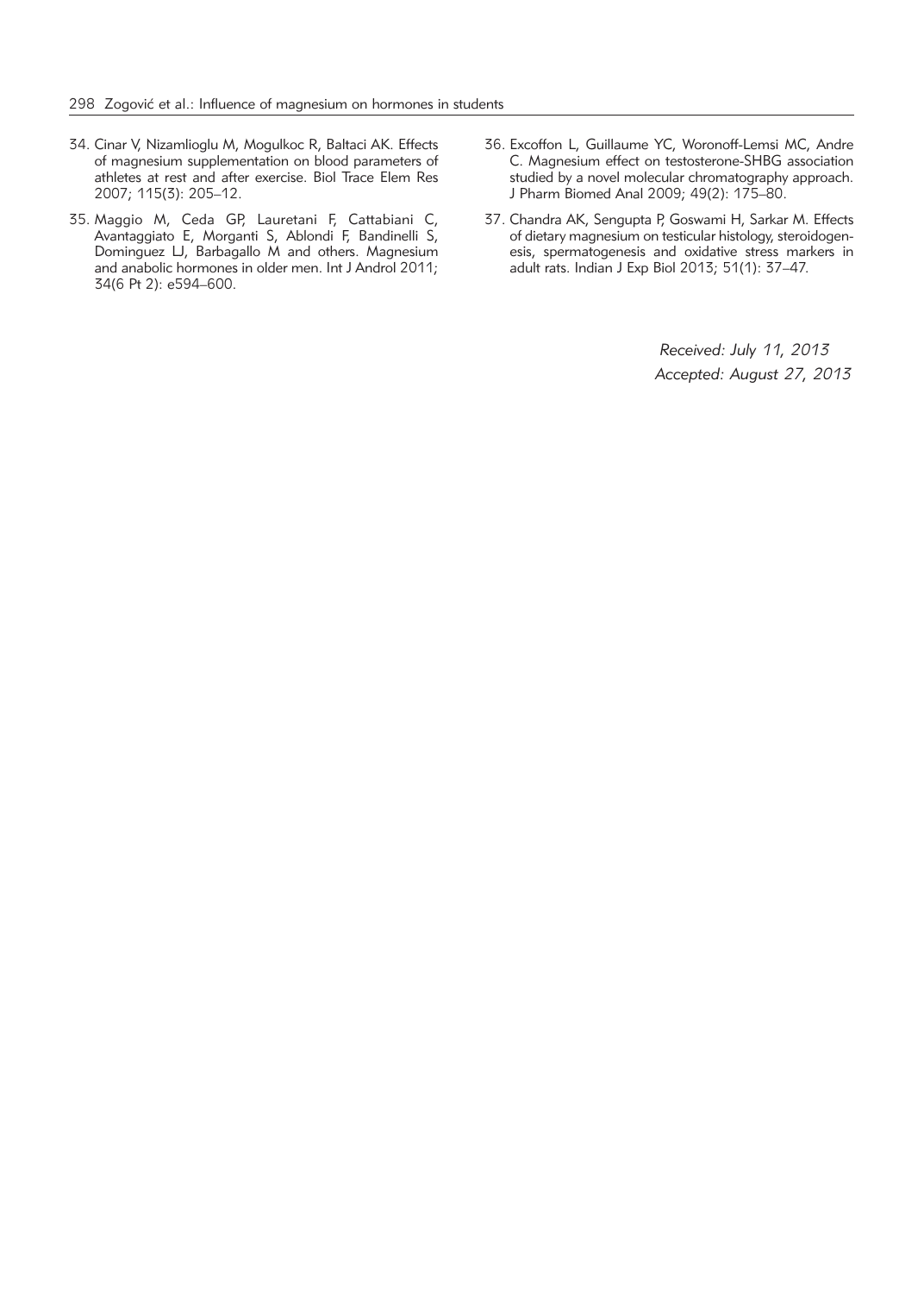34. Cinar V, Nizamlioglu M, Mogulkoc R, Baltaci AK. Effects of magnesium supplementation on blood parameters of athletes at rest and after exercise. Biol Trace Elem Res 2007; 115(3): 205–12.

35. Maggio M, Ceda GP, Lauretani F, Cattabiani C, Avantaggiato E, Morganti S, Ablondi F, Bandinelli S, Dominguez LJ, Barbagallo M and others. Magnesium and anabolic hormones in older men. Int J Androl 2011; 34(6 Pt 2): e594–600.

36. Excoffon L, Guillaume YC, Woronoff-Lemsi MC, Andre C. Magnesium effect on testosterone-SHBG association studied by a novel molecular chromatography approach. J Pharm Biomed Anal 2009; 49(2): 175–80.

37. Chandra AK, Sengupta P, Goswami H, Sarkar M. Effects of dietary magnesium on testicular histology, steroidogenesis, spermatogenesis and oxidative stress markers in adult rats. Indian J Exp Biol 2013; 51(1): 37–47.

*Received: July 11, 2013*
*Accepted: August 27, 2013*